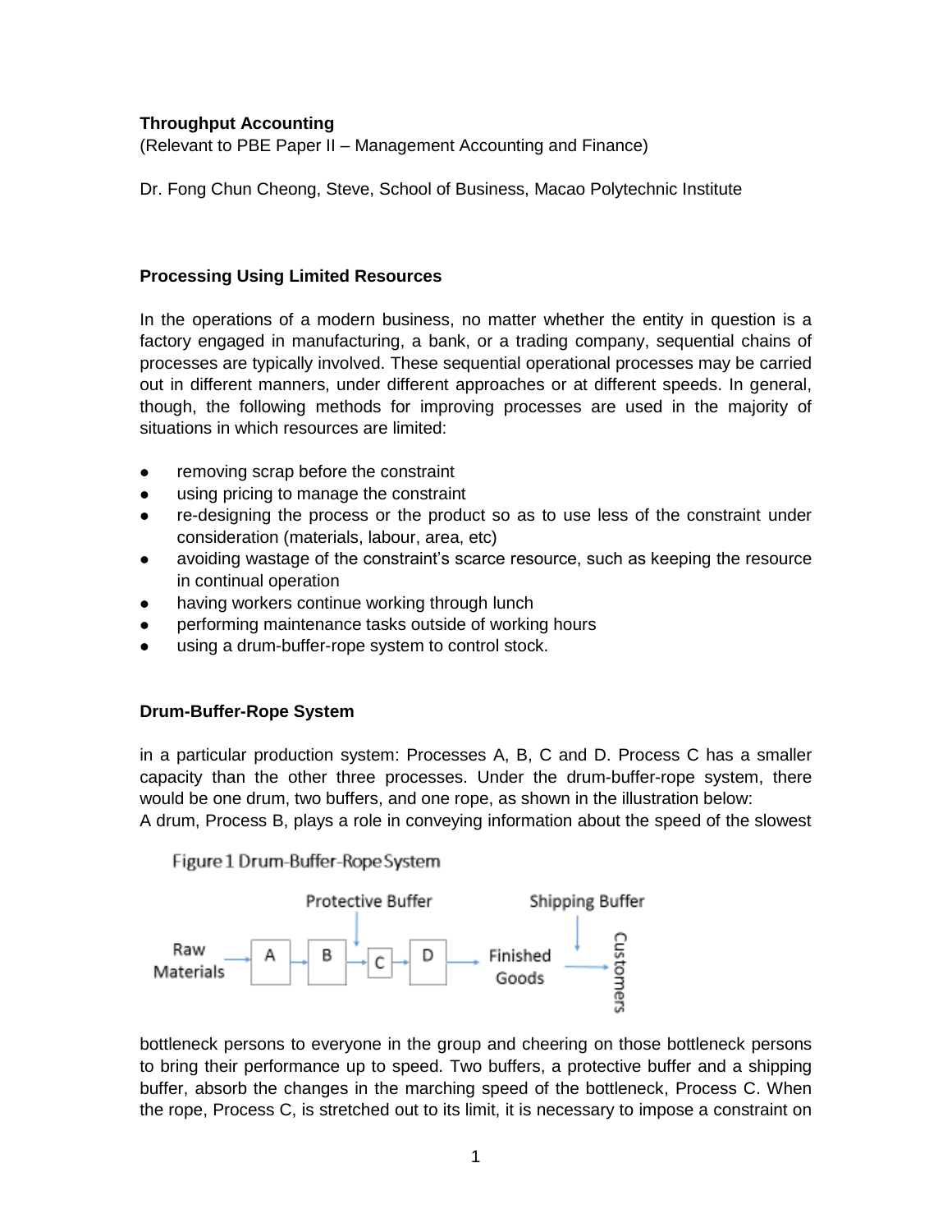**Throughput Accounting**

(Relevant to PBE Paper II – Management Accounting and Finance)

Dr. Fong Chun Cheong, Steve, School of Business, Macao Polytechnic Institute

**Processing Using Limited Resources**

In the operations of a modern business, no matter whether the entity in question is a factory engaged in manufacturing, a bank, or a trading company, sequential chains of processes are typically involved. These sequential operational processes may be carried out in different manners, under different approaches or at different speeds. In general, though, the following methods for improving processes are used in the majority of situations in which resources are limited:

- removing scrap before the constraint
- using pricing to manage the constraint
- re-designing the process or the product so as to use less of the constraint under consideration (materials, labour, area, etc)
- avoiding wastage of the constraint's scarce resource, such as keeping the resource in continual operation
- having workers continue working through lunch
- performing maintenance tasks outside of working hours
- using a drum-buffer-rope system to control stock.

**Drum-Buffer-Rope System**

in a particular production system: Processes A, B, C and D. Process C has a smaller capacity than the other three processes. Under the drum-buffer-rope system, there would be one drum, two buffers, and one rope, as shown in the illustration below:

A drum, Process B, plays a role in conveying information about the speed of the slowest

Figure 1 Drum-Buffer-Rope System

Raw Materials → A → B → (Protective Buffer) → C → D → Finished Goods → (Shipping Buffer) → Customers

bottleneck persons to everyone in the group and cheering on those bottleneck persons to bring their performance up to speed. Two buffers, a protective buffer and a shipping buffer, absorb the changes in the marching speed of the bottleneck, Process C. When the rope, Process C, is stretched out to its limit, it is necessary to impose a constraint on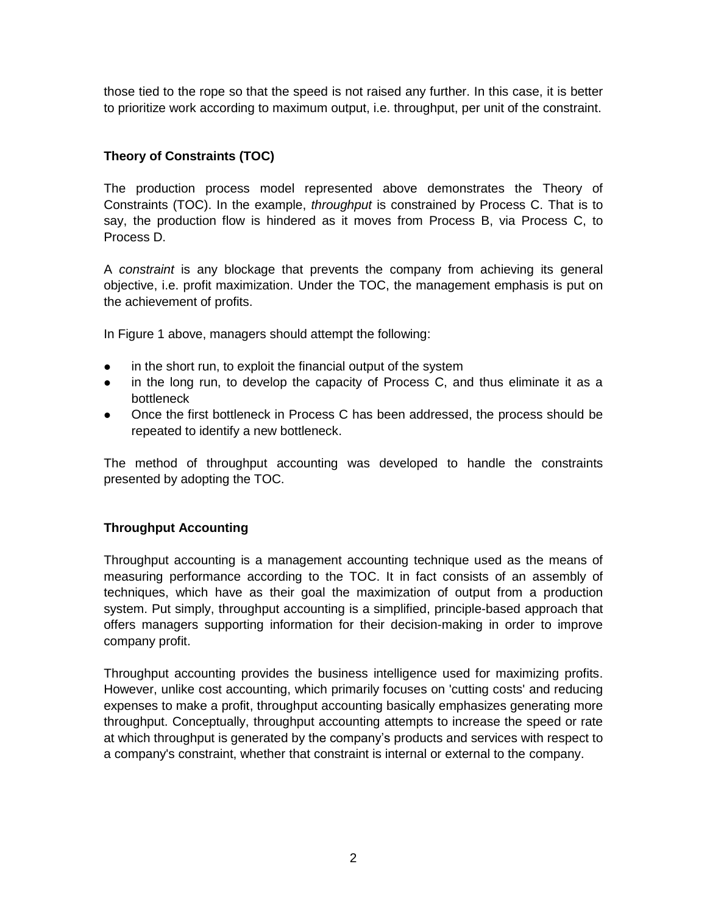those tied to the rope so that the speed is not raised any further. In this case, it is better to prioritize work according to maximum output, i.e. throughput, per unit of the constraint.

## Theory of Constraints (TOC)

The production process model represented above demonstrates the Theory of Constraints (TOC). In the example, *throughput* is constrained by Process C. That is to say, the production flow is hindered as it moves from Process B, via Process C, to Process D.

A *constraint* is any blockage that prevents the company from achieving its general objective, i.e. profit maximization. Under the TOC, the management emphasis is put on the achievement of profits.

In Figure 1 above, managers should attempt the following:

- in the short run, to exploit the financial output of the system
- in the long run, to develop the capacity of Process C, and thus eliminate it as a bottleneck
- Once the first bottleneck in Process C has been addressed, the process should be repeated to identify a new bottleneck.

The method of throughput accounting was developed to handle the constraints presented by adopting the TOC.

## Throughput Accounting

Throughput accounting is a management accounting technique used as the means of measuring performance according to the TOC. It in fact consists of an assembly of techniques, which have as their goal the maximization of output from a production system. Put simply, throughput accounting is a simplified, principle-based approach that offers managers supporting information for their decision-making in order to improve company profit.

Throughput accounting provides the business intelligence used for maximizing profits. However, unlike cost accounting, which primarily focuses on 'cutting costs' and reducing expenses to make a profit, throughput accounting basically emphasizes generating more throughput. Conceptually, throughput accounting attempts to increase the speed or rate at which throughput is generated by the company's products and services with respect to a company's constraint, whether that constraint is internal or external to the company.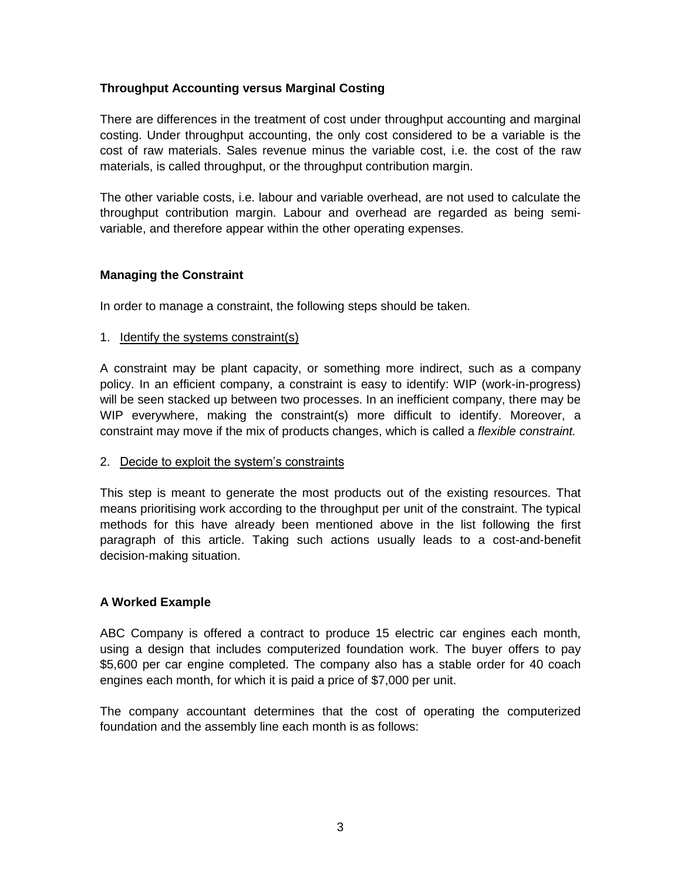**Throughput Accounting versus Marginal Costing**

There are differences in the treatment of cost under throughput accounting and marginal costing. Under throughput accounting, the only cost considered to be a variable is the cost of raw materials. Sales revenue minus the variable cost, i.e. the cost of the raw materials, is called throughput, or the throughput contribution margin.

The other variable costs, i.e. labour and variable overhead, are not used to calculate the throughput contribution margin. Labour and overhead are regarded as being semi-variable, and therefore appear within the other operating expenses.

**Managing the Constraint**

In order to manage a constraint, the following steps should be taken.

1. Identify the systems constraint(s)

A constraint may be plant capacity, or something more indirect, such as a company policy. In an efficient company, a constraint is easy to identify: WIP (work-in-progress) will be seen stacked up between two processes. In an inefficient company, there may be WIP everywhere, making the constraint(s) more difficult to identify. Moreover, a constraint may move if the mix of products changes, which is called a *flexible constraint.*

2. Decide to exploit the system's constraints

This step is meant to generate the most products out of the existing resources. That means prioritising work according to the throughput per unit of the constraint. The typical methods for this have already been mentioned above in the list following the first paragraph of this article. Taking such actions usually leads to a cost-and-benefit decision-making situation.

**A Worked Example**

ABC Company is offered a contract to produce 15 electric car engines each month, using a design that includes computerized foundation work. The buyer offers to pay $5,600 per car engine completed. The company also has a stable order for 40 coach engines each month, for which it is paid a price of $7,000 per unit.

The company accountant determines that the cost of operating the computerized foundation and the assembly line each month is as follows: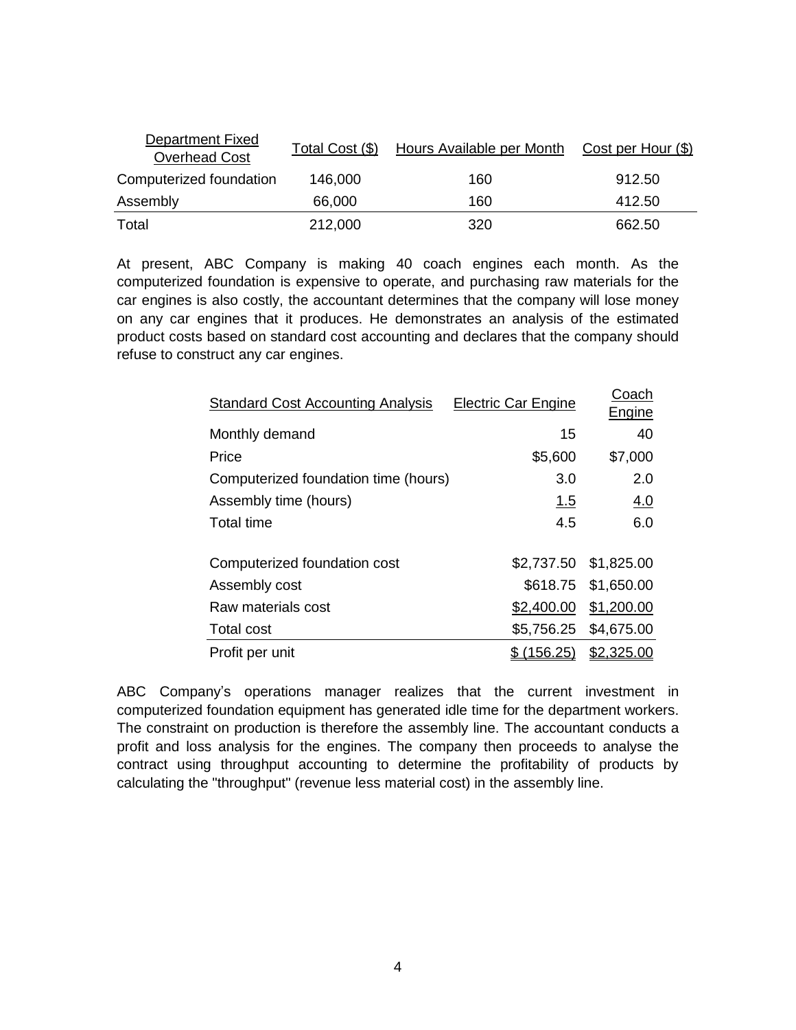| Department Fixed Overhead Cost | Total Cost ($) | Hours Available per Month | Cost per Hour ($) |
|---|---|---|---|
| Computerized foundation | 146,000 | 160 | 912.50 |
| Assembly | 66,000 | 160 | 412.50 |
| Total | 212,000 | 320 | 662.50 |

At present, ABC Company is making 40 coach engines each month. As the computerized foundation is expensive to operate, and purchasing raw materials for the car engines is also costly, the accountant determines that the company will lose money on any car engines that it produces. He demonstrates an analysis of the estimated product costs based on standard cost accounting and declares that the company should refuse to construct any car engines.

| Standard Cost Accounting Analysis | Electric Car Engine | Coach Engine |
|---|---|---|
| Monthly demand | 15 | 40 |
| Price | $5,600 | $7,000 |
| Computerized foundation time (hours) | 3.0 | 2.0 |
| Assembly time (hours) | 1.5 | 4.0 |
| Total time | 4.5 | 6.0 |
| | | |
| Computerized foundation cost | $2,737.50 | $1,825.00 |
| Assembly cost | $618.75 | $1,650.00 |
| Raw materials cost | $2,400.00 | $1,200.00 |
| Total cost | $5,756.25 | $4,675.00 |
| Profit per unit | $ (156.25) | $2,325.00 |

ABC Company's operations manager realizes that the current investment in computerized foundation equipment has generated idle time for the department workers. The constraint on production is therefore the assembly line. The accountant conducts a profit and loss analysis for the engines. The company then proceeds to analyse the contract using throughput accounting to determine the profitability of products by calculating the "throughput" (revenue less material cost) in the assembly line.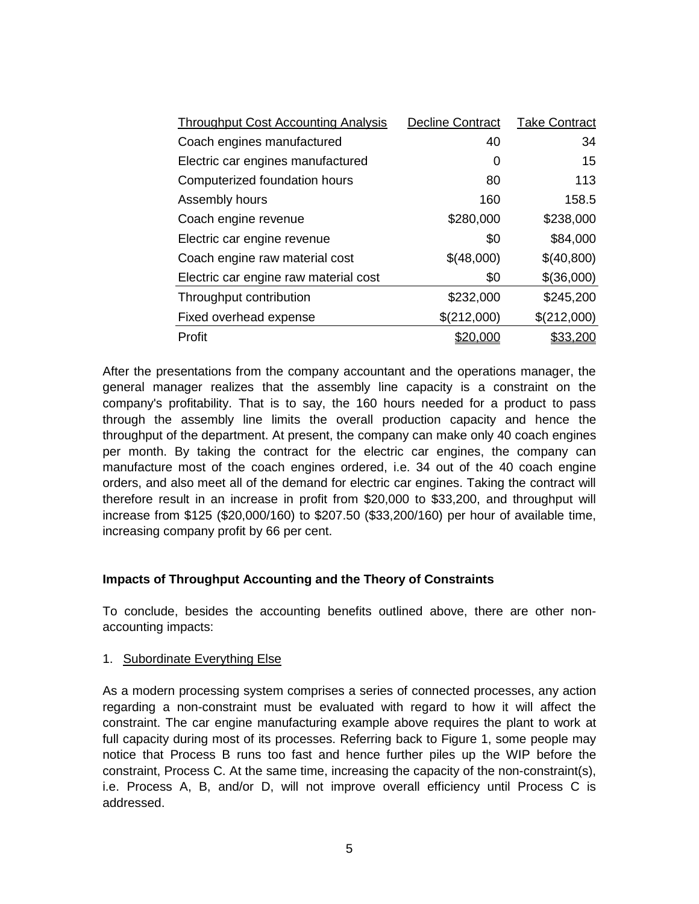| Throughput Cost Accounting Analysis | Decline Contract | Take Contract |
|---|---|---|
| Coach engines manufactured | 40 | 34 |
| Electric car engines manufactured | 0 | 15 |
| Computerized foundation hours | 80 | 113 |
| Assembly hours | 160 | 158.5 |
| Coach engine revenue | $280,000 | $238,000 |
| Electric car engine revenue | $0 | $84,000 |
| Coach engine raw material cost | $(48,000) | $(40,800) |
| Electric car engine raw material cost | $0 | $(36,000) |
| Throughput contribution | $232,000 | $245,200 |
| Fixed overhead expense | $(212,000) | $(212,000) |
| Profit | $20,000 | $33,200 |

After the presentations from the company accountant and the operations manager, the general manager realizes that the assembly line capacity is a constraint on the company's profitability. That is to say, the 160 hours needed for a product to pass through the assembly line limits the overall production capacity and hence the throughput of the department. At present, the company can make only 40 coach engines per month. By taking the contract for the electric car engines, the company can manufacture most of the coach engines ordered, i.e. 34 out of the 40 coach engine orders, and also meet all of the demand for electric car engines. Taking the contract will therefore result in an increase in profit from $20,000 to $33,200, and throughput will increase from $125 ($20,000/160) to $207.50 ($33,200/160) per hour of available time, increasing company profit by 66 per cent.

**Impacts of Throughput Accounting and the Theory of Constraints**

To conclude, besides the accounting benefits outlined above, there are other non-accounting impacts:

1. Subordinate Everything Else

As a modern processing system comprises a series of connected processes, any action regarding a non-constraint must be evaluated with regard to how it will affect the constraint. The car engine manufacturing example above requires the plant to work at full capacity during most of its processes. Referring back to Figure 1, some people may notice that Process B runs too fast and hence further piles up the WIP before the constraint, Process C. At the same time, increasing the capacity of the non-constraint(s), i.e. Process A, B, and/or D, will not improve overall efficiency until Process C is addressed.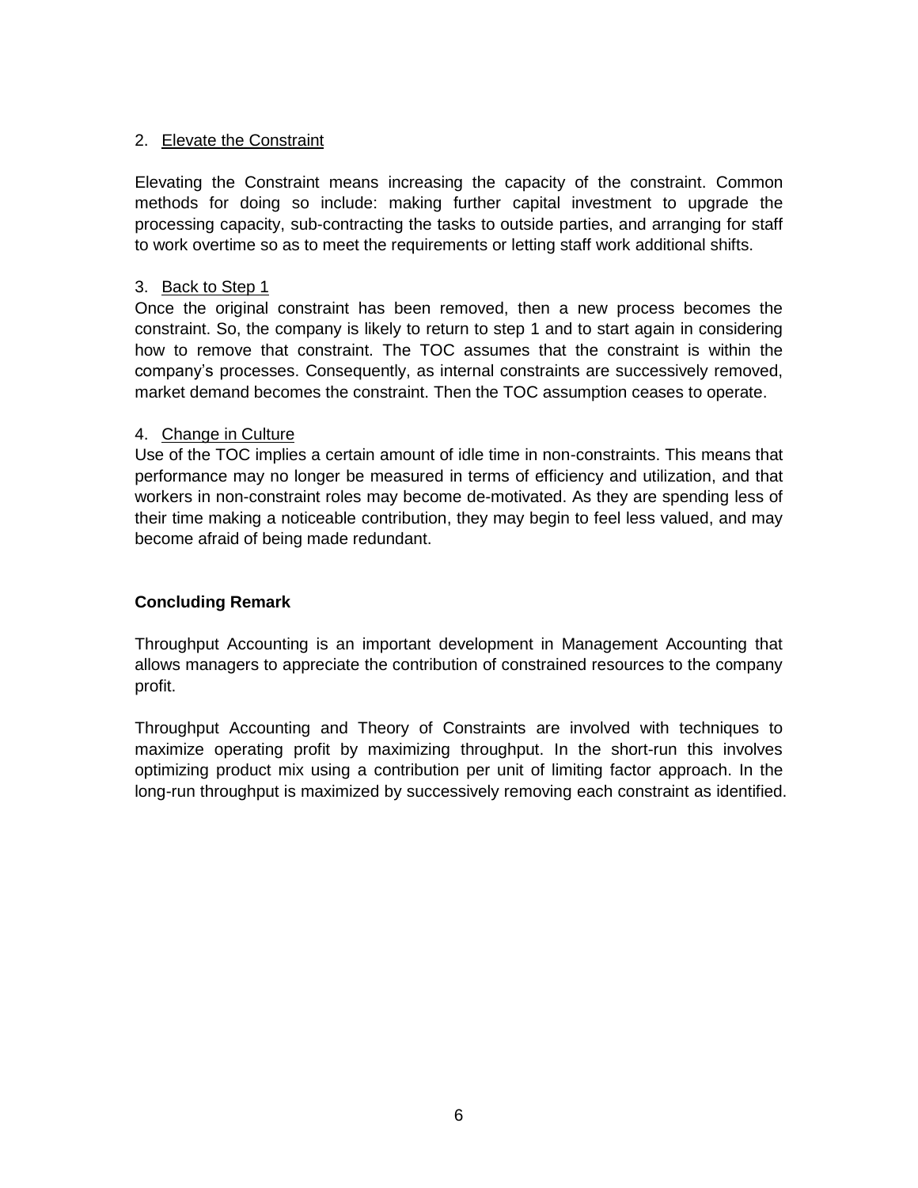2. Elevate the Constraint

Elevating the Constraint means increasing the capacity of the constraint. Common methods for doing so include: making further capital investment to upgrade the processing capacity, sub-contracting the tasks to outside parties, and arranging for staff to work overtime so as to meet the requirements or letting staff work additional shifts.

3. Back to Step 1

Once the original constraint has been removed, then a new process becomes the constraint. So, the company is likely to return to step 1 and to start again in considering how to remove that constraint. The TOC assumes that the constraint is within the company's processes. Consequently, as internal constraints are successively removed, market demand becomes the constraint. Then the TOC assumption ceases to operate.

4. Change in Culture

Use of the TOC implies a certain amount of idle time in non-constraints. This means that performance may no longer be measured in terms of efficiency and utilization, and that workers in non-constraint roles may become de-motivated. As they are spending less of their time making a noticeable contribution, they may begin to feel less valued, and may become afraid of being made redundant.

**Concluding Remark**

Throughput Accounting is an important development in Management Accounting that allows managers to appreciate the contribution of constrained resources to the company profit.

Throughput Accounting and Theory of Constraints are involved with techniques to maximize operating profit by maximizing throughput. In the short-run this involves optimizing product mix using a contribution per unit of limiting factor approach. In the long-run throughput is maximized by successively removing each constraint as identified.